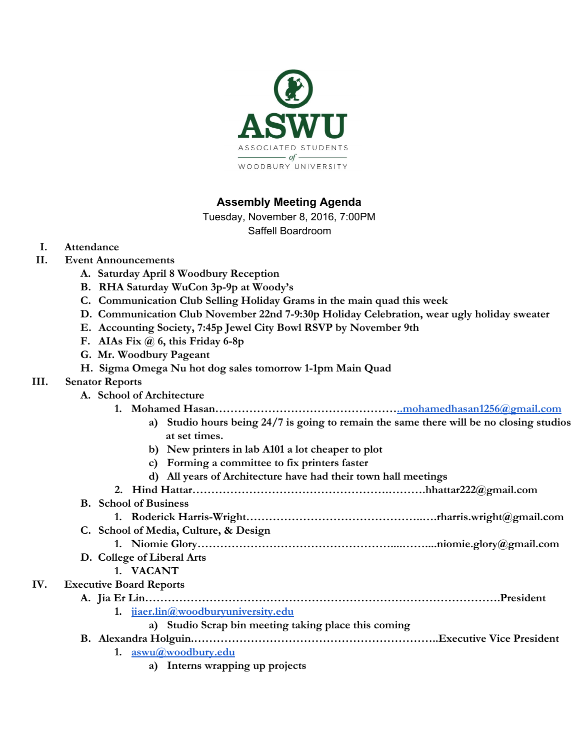ASWU

ASSOCIATED STUDENTS of WOODBURY UNIVERSITY

## Assembly Meeting Agenda

Tuesday, November 8, 2016, 7:00PM
Saffell Boardroom

I. **Attendance**

II. **Event Announcements**
   - A. **Saturday April 8 Woodbury Reception**
   - B. **RHA Saturday WuCon 3p-9p at Woody's**
   - C. **Communication Club Selling Holiday Grams in the main quad this week**
   - D. **Communication Club November 22nd 7-9:30p Holiday Celebration, wear ugly holiday sweater**
   - E. **Accounting Society, 7:45p Jewel City Bowl RSVP by November 9th**
   - F. **AIAs Fix @ 6, this Friday 6-8p**
   - G. **Mr. Woodbury Pageant**
   - H. **Sigma Omega Nu hot dog sales tomorrow 1-1pm Main Quad**

III. **Senator Reports**
   - A. **School of Architecture**
     1. **Mohamed Hasan……………………………………………..mohamedhasan1256@gmail.com**
        - a) **Studio hours being 24/7 is going to remain the same there will be no closing studios at set times.**
        - b) **New printers in lab A101 a lot cheaper to plot**
        - c) **Forming a committee to fix printers faster**
        - d) **All years of Architecture have had their town hall meetings**
     2. **Hind Hattar……………………………………………………….hhattar222@gmail.com**
   - B. **School of Business**
     1. **Roderick Harris-Wright……………………………………..….rharris.wright@gmail.com**
   - C. **School of Media, Culture, & Design**
     1. **Niomie Glory……………………………………………....……....niomie.glory@gmail.com**
   - D. **College of Liberal Arts**
     1. **VACANT**

IV. **Executive Board Reports**
   - A. **Jia Er Lin…………………………………………………………………………………President**
     1. **jiaer.lin@woodburyuniversity.edu**
        - a) **Studio Scrap bin meeting taking place this coming**
   - B. **Alexandra Holguin……………………………………………………….Executive Vice President**
     1. **aswu@woodbury.edu**
        - a) **Interns wrapping up projects**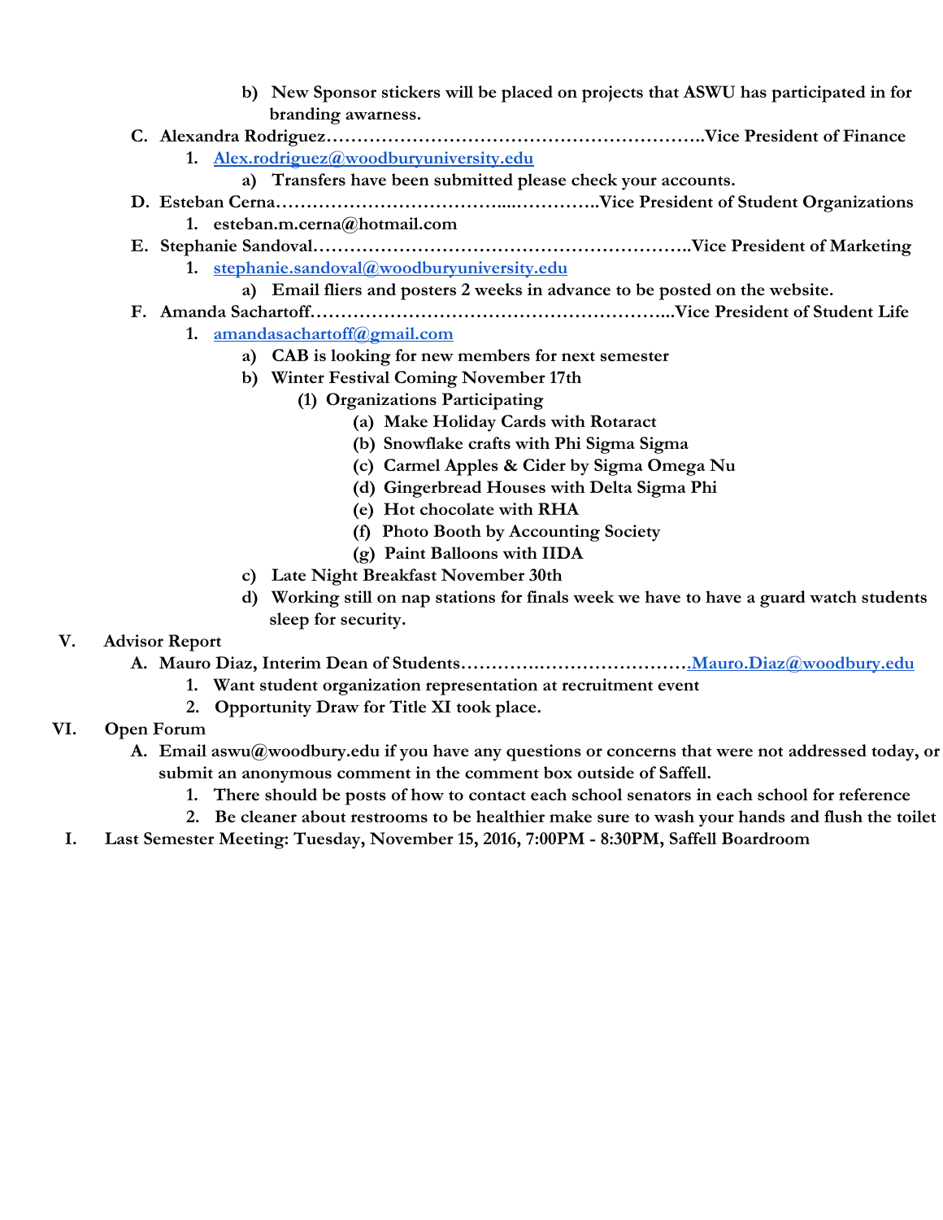b) **New Sponsor stickers will be placed on projects that ASWU has participated in for branding awarness.**

C. **Alexandra Rodriguez……………………………………………………..Vice President of Finance**
   1. **Alex.rodriguez@woodburyuniversity.edu**
      a) **Transfers have been submitted please check your accounts.**

D. **Esteban Cerna……………………………....…………..Vice President of Student Organizations**
   1. **esteban.m.cerna@hotmail.com**

E. **Stephanie Sandoval……………………………………………………..Vice President of Marketing**
   1. **stephanie.sandoval@woodburyuniversity.edu**
      a) **Email fliers and posters 2 weeks in advance to be posted on the website.**

F. **Amanda Sachartoff…………………………………………………...Vice President of Student Life**
   1. **amandasachartoff@gmail.com**
      a) **CAB is looking for new members for next semester**
      b) **Winter Festival Coming November 17th**
         (1) **Organizations Participating**
            (a) **Make Holiday Cards with Rotaract**
            (b) **Snowflake crafts with Phi Sigma Sigma**
            (c) **Carmel Apples & Cider by Sigma Omega Nu**
            (d) **Gingerbread Houses with Delta Sigma Phi**
            (e) **Hot chocolate with RHA**
            (f) **Photo Booth by Accounting Society**
            (g) **Paint Balloons with IIDA**
      c) **Late Night Breakfast November 30th**
      d) **Working still on nap stations for finals week we have to have a guard watch students sleep for security.**

V. **Advisor Report**

A. **Mauro Diaz, Interim Dean of Students……………………………………Mauro.Diaz@woodbury.edu**
   1. **Want student organization representation at recruitment event**
   2. **Opportunity Draw for Title XI took place.**

VI. **Open Forum**

A. **Email aswu@woodbury.edu if you have any questions or concerns that were not addressed today, or submit an anonymous comment in the comment box outside of Saffell.**
   1. **There should be posts of how to contact each school senators in each school for reference**
   2. **Be cleaner about restrooms to be healthier make sure to wash your hands and flush the toilet**

I. **Last Semester Meeting: Tuesday, November 15, 2016, 7:00PM - 8:30PM, Saffell Boardroom**